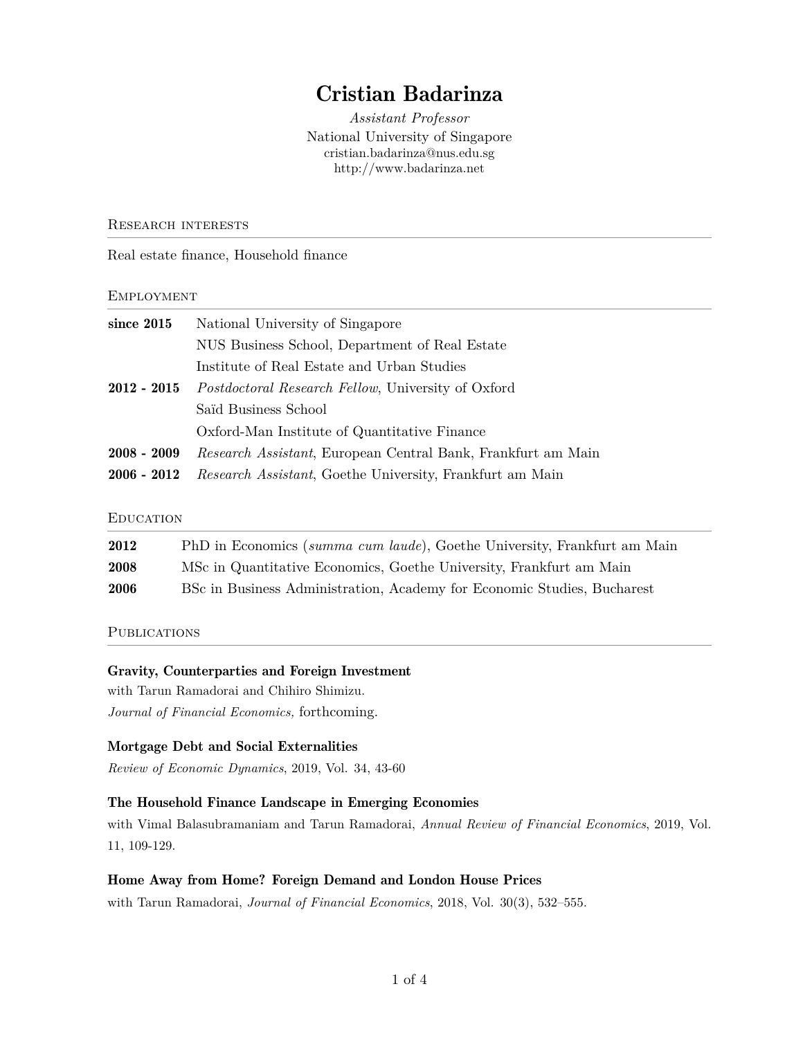# Cristian Badarinza

*Assistant Professor*
National University of Singapore
cristian.badarinza@nus.edu.sg
http://www.badarinza.net

## Research interests

Real estate finance, Household finance

## Employment

| | |
|---|---|
| **since 2015** | National University of Singapore |
| | NUS Business School, Department of Real Estate |
| | Institute of Real Estate and Urban Studies |
| **2012 - 2015** | *Postdoctoral Research Fellow*, University of Oxford |
| | Saïd Business School |
| | Oxford-Man Institute of Quantitative Finance |
| **2008 - 2009** | *Research Assistant*, European Central Bank, Frankfurt am Main |
| **2006 - 2012** | *Research Assistant*, Goethe University, Frankfurt am Main |

## Education

| | |
|---|---|
| **2012** | PhD in Economics (*summa cum laude*), Goethe University, Frankfurt am Main |
| **2008** | MSc in Quantitative Economics, Goethe University, Frankfurt am Main |
| **2006** | BSc in Business Administration, Academy for Economic Studies, Bucharest |

## Publications

**Gravity, Counterparties and Foreign Investment**
with Tarun Ramadorai and Chihiro Shimizu.
*Journal of Financial Economics,* forthcoming.

**Mortgage Debt and Social Externalities**
*Review of Economic Dynamics*, 2019, Vol. 34, 43-60

**The Household Finance Landscape in Emerging Economies**
with Vimal Balasubramaniam and Tarun Ramadorai, *Annual Review of Financial Economics*, 2019, Vol. 11, 109-129.

**Home Away from Home? Foreign Demand and London House Prices**
with Tarun Ramadorai, *Journal of Financial Economics*, 2018, Vol. 30(3), 532–555.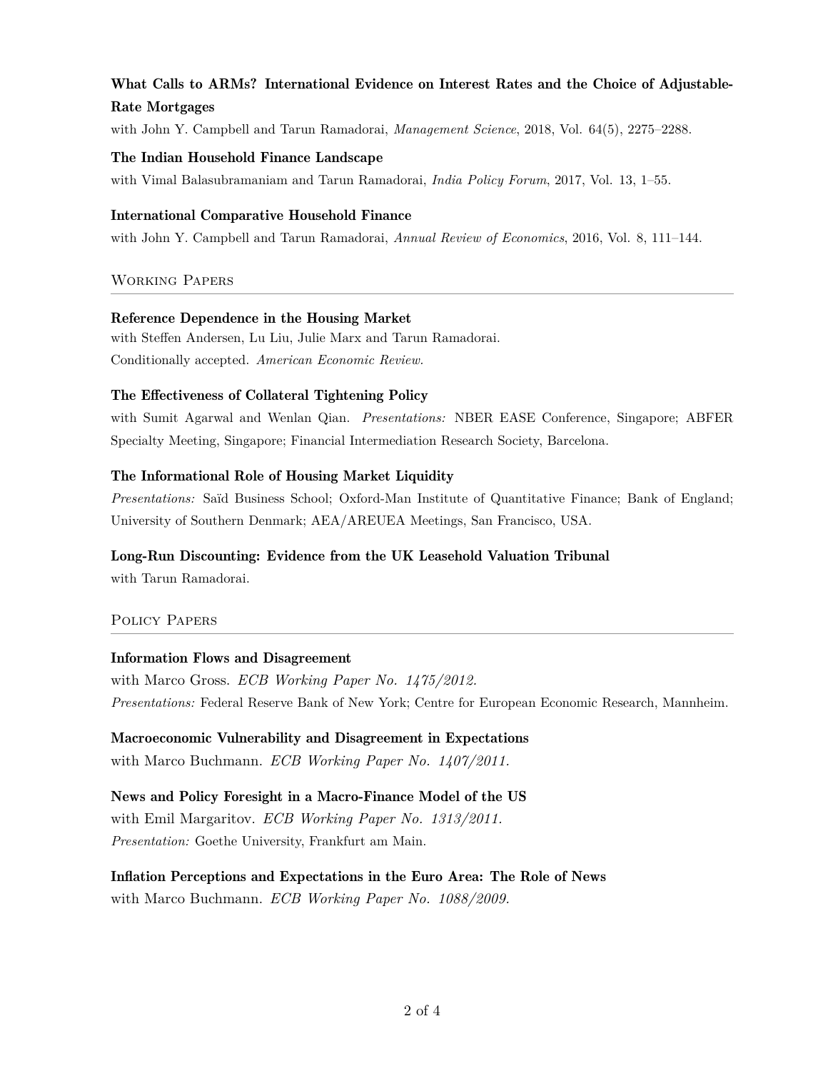**What Calls to ARMs? International Evidence on Interest Rates and the Choice of Adjustable-Rate Mortgages**

with John Y. Campbell and Tarun Ramadorai, *Management Science*, 2018, Vol. 64(5), 2275–2288.

**The Indian Household Finance Landscape**

with Vimal Balasubramaniam and Tarun Ramadorai, *India Policy Forum*, 2017, Vol. 13, 1–55.

**International Comparative Household Finance**

with John Y. Campbell and Tarun Ramadorai, *Annual Review of Economics*, 2016, Vol. 8, 111–144.

## Working Papers

**Reference Dependence in the Housing Market**

with Steffen Andersen, Lu Liu, Julie Marx and Tarun Ramadorai.
Conditionally accepted. *American Economic Review.*

**The Effectiveness of Collateral Tightening Policy**

with Sumit Agarwal and Wenlan Qian. *Presentations:* NBER EASE Conference, Singapore; ABFER Specialty Meeting, Singapore; Financial Intermediation Research Society, Barcelona.

**The Informational Role of Housing Market Liquidity**

*Presentations:* Saïd Business School; Oxford-Man Institute of Quantitative Finance; Bank of England; University of Southern Denmark; AEA/AREUEA Meetings, San Francisco, USA.

**Long-Run Discounting: Evidence from the UK Leasehold Valuation Tribunal**

with Tarun Ramadorai.

## Policy Papers

**Information Flows and Disagreement**

with Marco Gross. *ECB Working Paper No. 1475/2012.*
*Presentations:* Federal Reserve Bank of New York; Centre for European Economic Research, Mannheim.

**Macroeconomic Vulnerability and Disagreement in Expectations**

with Marco Buchmann. *ECB Working Paper No. 1407/2011.*

**News and Policy Foresight in a Macro-Finance Model of the US**

with Emil Margaritov. *ECB Working Paper No. 1313/2011.*
*Presentation:* Goethe University, Frankfurt am Main.

**Inflation Perceptions and Expectations in the Euro Area: The Role of News**

with Marco Buchmann. *ECB Working Paper No. 1088/2009.*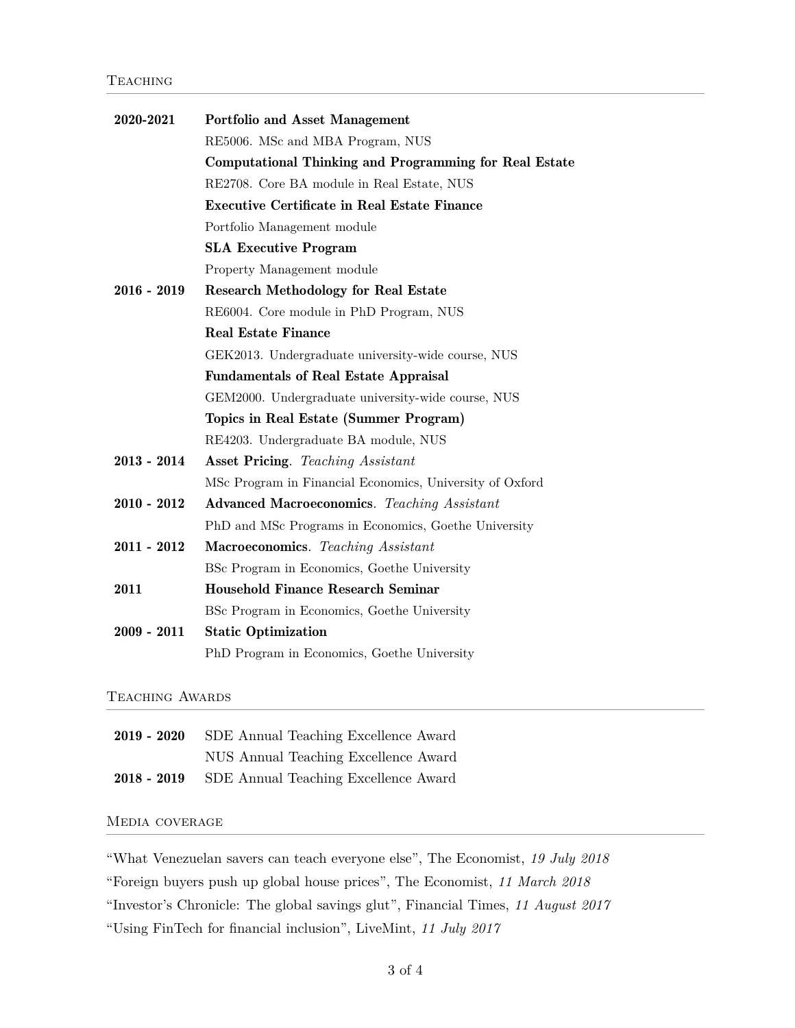## Teaching

| | |
|---|---|
| **2020-2021** | **Portfolio and Asset Management** |
| | RE5006. MSc and MBA Program, NUS |
| | **Computational Thinking and Programming for Real Estate** |
| | RE2708. Core BA module in Real Estate, NUS |
| | **Executive Certificate in Real Estate Finance** |
| | Portfolio Management module |
| | **SLA Executive Program** |
| | Property Management module |
| **2016 - 2019** | **Research Methodology for Real Estate** |
| | RE6004. Core module in PhD Program, NUS |
| | **Real Estate Finance** |
| | GEK2013. Undergraduate university-wide course, NUS |
| | **Fundamentals of Real Estate Appraisal** |
| | GEM2000. Undergraduate university-wide course, NUS |
| | **Topics in Real Estate (Summer Program)** |
| | RE4203. Undergraduate BA module, NUS |
| **2013 - 2014** | **Asset Pricing**. *Teaching Assistant* |
| | MSc Program in Financial Economics, University of Oxford |
| **2010 - 2012** | **Advanced Macroeconomics**. *Teaching Assistant* |
| | PhD and MSc Programs in Economics, Goethe University |
| **2011 - 2012** | **Macroeconomics**. *Teaching Assistant* |
| | BSc Program in Economics, Goethe University |
| **2011** | **Household Finance Research Seminar** |
| | BSc Program in Economics, Goethe University |
| **2009 - 2011** | **Static Optimization** |
| | PhD Program in Economics, Goethe University |

## Teaching Awards

| | |
|---|---|
| **2019 - 2020** | SDE Annual Teaching Excellence Award |
| | NUS Annual Teaching Excellence Award |
| **2018 - 2019** | SDE Annual Teaching Excellence Award |

## Media coverage

"What Venezuelan savers can teach everyone else", The Economist, *19 July 2018*

"Foreign buyers push up global house prices", The Economist, *11 March 2018*

"Investor's Chronicle: The global savings glut", Financial Times, *11 August 2017*

"Using FinTech for financial inclusion", LiveMint, *11 July 2017*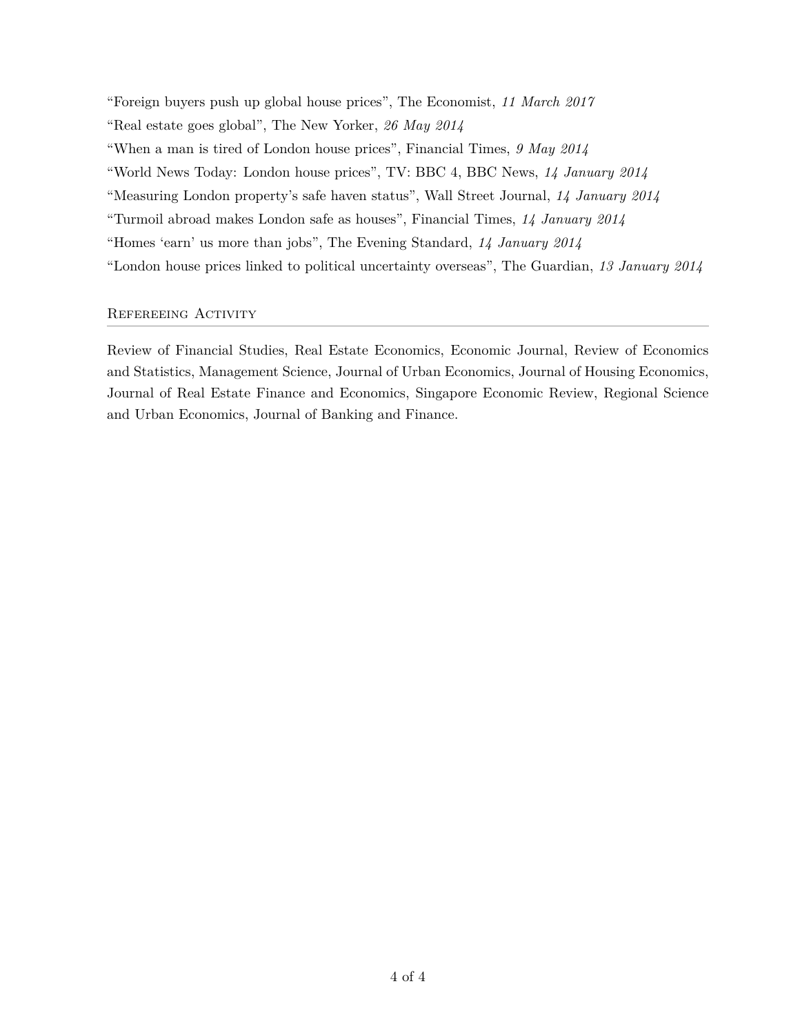"Foreign buyers push up global house prices", The Economist, *11 March 2017*

"Real estate goes global", The New Yorker, *26 May 2014*

"When a man is tired of London house prices", Financial Times, *9 May 2014*

"World News Today: London house prices", TV: BBC 4, BBC News, *14 January 2014*

"Measuring London property's safe haven status", Wall Street Journal, *14 January 2014*

"Turmoil abroad makes London safe as houses", Financial Times, *14 January 2014*

"Homes 'earn' us more than jobs", The Evening Standard, *14 January 2014*

"London house prices linked to political uncertainty overseas", The Guardian, *13 January 2014*

## Refereeing Activity

Review of Financial Studies, Real Estate Economics, Economic Journal, Review of Economics and Statistics, Management Science, Journal of Urban Economics, Journal of Housing Economics, Journal of Real Estate Finance and Economics, Singapore Economic Review, Regional Science and Urban Economics, Journal of Banking and Finance.